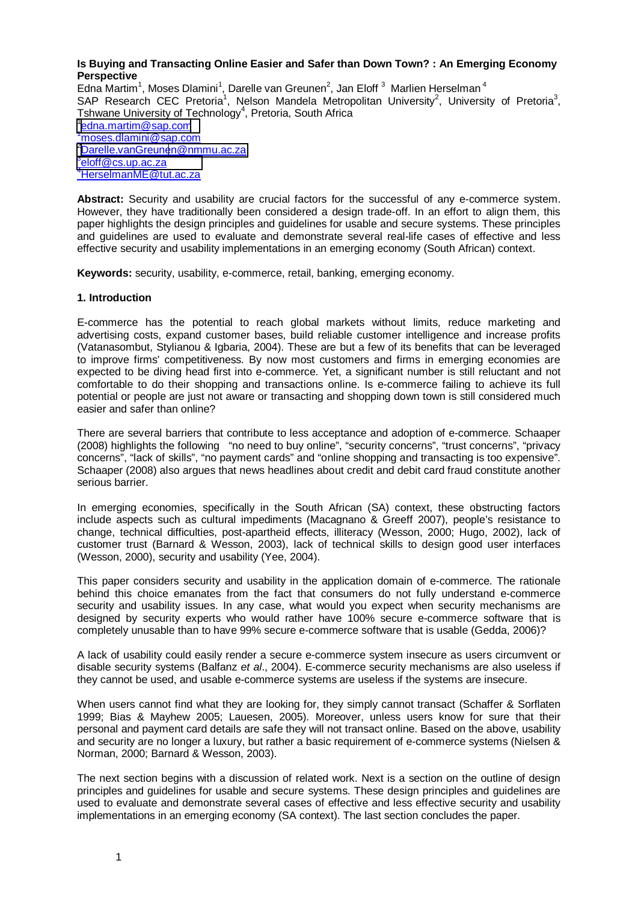**Is Buying and Transacting Online Easier and Safer than Down Town? : An Emerging Economy Perspective**

Edna Martim[1], Moses Dlamini[1], Darelle van Greunen[2], Jan Eloff [3] Marlien Herselman [4]

SAP Research CEC Pretoria[1], Nelson Mandela Metropolitan University[2], University of Pretoria[3], Tshwane University of Technology[4], Pretoria, South Africa

[1]edna.martim@sap.com
[1]moses.dlamini@sap.com
[2]Darelle.vanGreunen@nmmu.ac.za
[3]eloff@cs.up.ac.za
[4]HerselmanME@tut.ac.za

**Abstract:** Security and usability are crucial factors for the successful of any e-commerce system. However, they have traditionally been considered a design trade-off. In an effort to align them, this paper highlights the design principles and guidelines for usable and secure systems. These principles and guidelines are used to evaluate and demonstrate several real-life cases of effective and less effective security and usability implementations in an emerging economy (South African) context.

**Keywords:** security, usability, e-commerce, retail, banking, emerging economy.

## 1. Introduction

E-commerce has the potential to reach global markets without limits, reduce marketing and advertising costs, expand customer bases, build reliable customer intelligence and increase profits (Vatanasombut, Stylianou & Igbaria, 2004). These are but a few of its benefits that can be leveraged to improve firms' competitiveness. By now most customers and firms in emerging economies are expected to be diving head first into e-commerce. Yet, a significant number is still reluctant and not comfortable to do their shopping and transactions online. Is e-commerce failing to achieve its full potential or people are just not aware or transacting and shopping down town is still considered much easier and safer than online?

There are several barriers that contribute to less acceptance and adoption of e-commerce. Schaaper (2008) highlights the following "no need to buy online", "security concerns", "trust concerns", "privacy concerns", "lack of skills", "no payment cards" and "online shopping and transacting is too expensive". Schaaper (2008) also argues that news headlines about credit and debit card fraud constitute another serious barrier.

In emerging economies, specifically in the South African (SA) context, these obstructing factors include aspects such as cultural impediments (Macagnano & Greeff 2007), people's resistance to change, technical difficulties, post-apartheid effects, illiteracy (Wesson, 2000; Hugo, 2002), lack of customer trust (Barnard & Wesson, 2003), lack of technical skills to design good user interfaces (Wesson, 2000), security and usability (Yee, 2004).

This paper considers security and usability in the application domain of e-commerce. The rationale behind this choice emanates from the fact that consumers do not fully understand e-commerce security and usability issues. In any case, what would you expect when security mechanisms are designed by security experts who would rather have 100% secure e-commerce software that is completely unusable than to have 99% secure e-commerce software that is usable (Gedda, 2006)?

A lack of usability could easily render a secure e-commerce system insecure as users circumvent or disable security systems (Balfanz *et al*., 2004). E-commerce security mechanisms are also useless if they cannot be used, and usable e-commerce systems are useless if the systems are insecure.

When users cannot find what they are looking for, they simply cannot transact (Schaffer & Sorflaten 1999; Bias & Mayhew 2005; Lauesen, 2005). Moreover, unless users know for sure that their personal and payment card details are safe they will not transact online. Based on the above, usability and security are no longer a luxury, but rather a basic requirement of e-commerce systems (Nielsen & Norman, 2000; Barnard & Wesson, 2003).

The next section begins with a discussion of related work. Next is a section on the outline of design principles and guidelines for usable and secure systems. These design principles and guidelines are used to evaluate and demonstrate several cases of effective and less effective security and usability implementations in an emerging economy (SA context). The last section concludes the paper.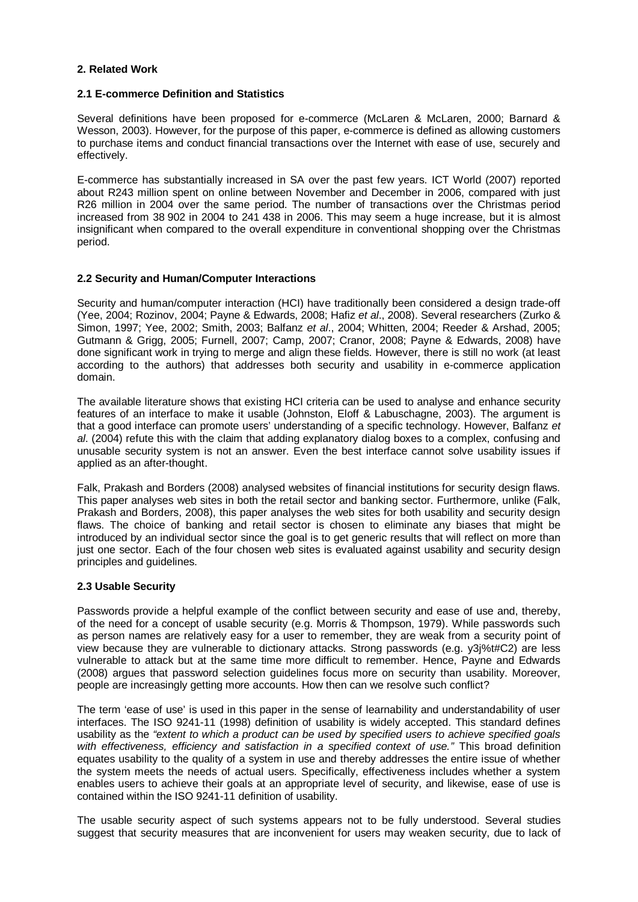## 2. Related Work

### 2.1 E-commerce Definition and Statistics

Several definitions have been proposed for e-commerce (McLaren & McLaren, 2000; Barnard & Wesson, 2003). However, for the purpose of this paper, e-commerce is defined as allowing customers to purchase items and conduct financial transactions over the Internet with ease of use, securely and effectively.

E-commerce has substantially increased in SA over the past few years. ICT World (2007) reported about R243 million spent on online between November and December in 2006, compared with just R26 million in 2004 over the same period. The number of transactions over the Christmas period increased from 38 902 in 2004 to 241 438 in 2006. This may seem a huge increase, but it is almost insignificant when compared to the overall expenditure in conventional shopping over the Christmas period.

### 2.2 Security and Human/Computer Interactions

Security and human/computer interaction (HCI) have traditionally been considered a design trade-off (Yee, 2004; Rozinov, 2004; Payne & Edwards, 2008; Hafiz *et al*., 2008). Several researchers (Zurko & Simon, 1997; Yee, 2002; Smith, 2003; Balfanz *et al*., 2004; Whitten, 2004; Reeder & Arshad, 2005; Gutmann & Grigg, 2005; Furnell, 2007; Camp, 2007; Cranor, 2008; Payne & Edwards, 2008) have done significant work in trying to merge and align these fields. However, there is still no work (at least according to the authors) that addresses both security and usability in e-commerce application domain.

The available literature shows that existing HCI criteria can be used to analyse and enhance security features of an interface to make it usable (Johnston, Eloff & Labuschagne, 2003). The argument is that a good interface can promote users' understanding of a specific technology. However, Balfanz *et al*. (2004) refute this with the claim that adding explanatory dialog boxes to a complex, confusing and unusable security system is not an answer. Even the best interface cannot solve usability issues if applied as an after-thought.

Falk, Prakash and Borders (2008) analysed websites of financial institutions for security design flaws. This paper analyses web sites in both the retail sector and banking sector. Furthermore, unlike (Falk, Prakash and Borders, 2008), this paper analyses the web sites for both usability and security design flaws. The choice of banking and retail sector is chosen to eliminate any biases that might be introduced by an individual sector since the goal is to get generic results that will reflect on more than just one sector. Each of the four chosen web sites is evaluated against usability and security design principles and guidelines.

### 2.3 Usable Security

Passwords provide a helpful example of the conflict between security and ease of use and, thereby, of the need for a concept of usable security (e.g. Morris & Thompson, 1979). While passwords such as person names are relatively easy for a user to remember, they are weak from a security point of view because they are vulnerable to dictionary attacks. Strong passwords (e.g. y3j%t#C2) are less vulnerable to attack but at the same time more difficult to remember. Hence, Payne and Edwards (2008) argues that password selection guidelines focus more on security than usability. Moreover, people are increasingly getting more accounts. How then can we resolve such conflict?

The term 'ease of use' is used in this paper in the sense of learnability and understandability of user interfaces. The ISO 9241-11 (1998) definition of usability is widely accepted. This standard defines usability as the *"extent to which a product can be used by specified users to achieve specified goals with effectiveness, efficiency and satisfaction in a specified context of use."* This broad definition equates usability to the quality of a system in use and thereby addresses the entire issue of whether the system meets the needs of actual users. Specifically, effectiveness includes whether a system enables users to achieve their goals at an appropriate level of security, and likewise, ease of use is contained within the ISO 9241-11 definition of usability.

The usable security aspect of such systems appears not to be fully understood. Several studies suggest that security measures that are inconvenient for users may weaken security, due to lack of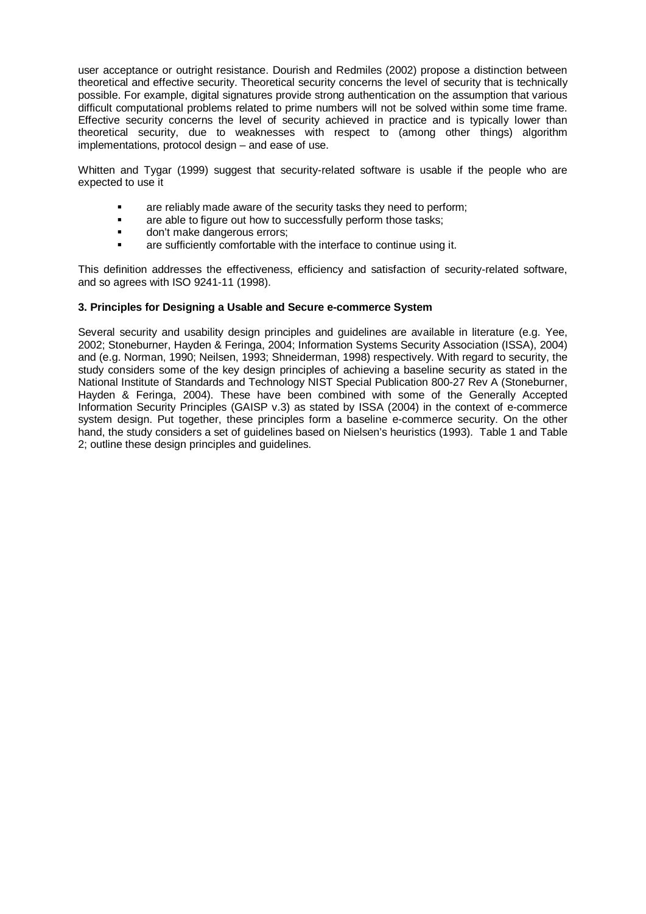user acceptance or outright resistance. Dourish and Redmiles (2002) propose a distinction between theoretical and effective security. Theoretical security concerns the level of security that is technically possible. For example, digital signatures provide strong authentication on the assumption that various difficult computational problems related to prime numbers will not be solved within some time frame. Effective security concerns the level of security achieved in practice and is typically lower than theoretical security, due to weaknesses with respect to (among other things) algorithm implementations, protocol design – and ease of use.

Whitten and Tygar (1999) suggest that security-related software is usable if the people who are expected to use it

- are reliably made aware of the security tasks they need to perform;
- are able to figure out how to successfully perform those tasks;
- don't make dangerous errors;
- are sufficiently comfortable with the interface to continue using it.

This definition addresses the effectiveness, efficiency and satisfaction of security-related software, and so agrees with ISO 9241-11 (1998).

**3. Principles for Designing a Usable and Secure e-commerce System**

Several security and usability design principles and guidelines are available in literature (e.g. Yee, 2002; Stoneburner, Hayden & Feringa, 2004; Information Systems Security Association (ISSA), 2004) and (e.g. Norman, 1990; Neilsen, 1993; Shneiderman, 1998) respectively. With regard to security, the study considers some of the key design principles of achieving a baseline security as stated in the National Institute of Standards and Technology NIST Special Publication 800-27 Rev A (Stoneburner, Hayden & Feringa, 2004). These have been combined with some of the Generally Accepted Information Security Principles (GAISP v.3) as stated by ISSA (2004) in the context of e-commerce system design. Put together, these principles form a baseline e-commerce security. On the other hand, the study considers a set of guidelines based on Nielsen's heuristics (1993). Table 1 and Table 2; outline these design principles and guidelines.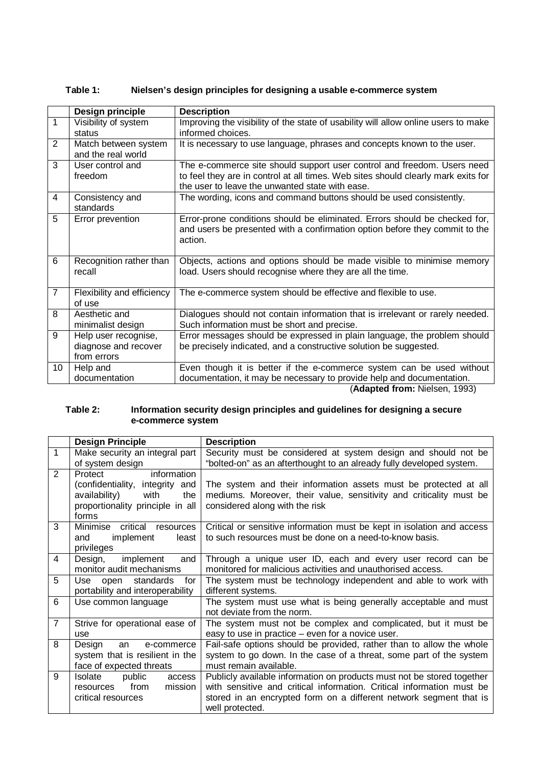**Table 1: Nielsen's design principles for designing a usable e-commerce system**

| | Design principle | Description |
|---|---|---|
| 1 | Visibility of system status | Improving the visibility of the state of usability will allow online users to make informed choices. |
| 2 | Match between system and the real world | It is necessary to use language, phrases and concepts known to the user. |
| 3 | User control and freedom | The e-commerce site should support user control and freedom. Users need to feel they are in control at all times. Web sites should clearly mark exits for the user to leave the unwanted state with ease. |
| 4 | Consistency and standards | The wording, icons and command buttons should be used consistently. |
| 5 | Error prevention | Error-prone conditions should be eliminated. Errors should be checked for, and users be presented with a confirmation option before they commit to the action. |
| 6 | Recognition rather than recall | Objects, actions and options should be made visible to minimise memory load. Users should recognise where they are all the time. |
| 7 | Flexibility and efficiency of use | The e-commerce system should be effective and flexible to use. |
| 8 | Aesthetic and minimalist design | Dialogues should not contain information that is irrelevant or rarely needed. Such information must be short and precise. |
| 9 | Help user recognise, diagnose and recover from errors | Error messages should be expressed in plain language, the problem should be precisely indicated, and a constructive solution be suggested. |
| 10 | Help and documentation | Even though it is better if the e-commerce system can be used without documentation, it may be necessary to provide help and documentation. |

(**Adapted from:** Nielsen, 1993)

**Table 2: Information security design principles and guidelines for designing a secure e-commerce system**

| | Design Principle | Description |
|---|---|---|
| 1 | Make security an integral part of system design | Security must be considered at system design and should not be "bolted-on" as an afterthought to an already fully developed system. |
| 2 | Protect information (confidentiality, integrity and availability) with the proportionality principle in all forms | The system and their information assets must be protected at all mediums. Moreover, their value, sensitivity and criticality must be considered along with the risk |
| 3 | Minimise critical resources and implement least privileges | Critical or sensitive information must be kept in isolation and access to such resources must be done on a need-to-know basis. |
| 4 | Design, implement and monitor audit mechanisms | Through a unique user ID, each and every user record can be monitored for malicious activities and unauthorised access. |
| 5 | Use open standards for portability and interoperability | The system must be technology independent and able to work with different systems. |
| 6 | Use common language | The system must use what is being generally acceptable and must not deviate from the norm. |
| 7 | Strive for operational ease of use | The system must not be complex and complicated, but it must be easy to use in practice – even for a novice user. |
| 8 | Design an e-commerce system that is resilient in the face of expected threats | Fail-safe options should be provided, rather than to allow the whole system to go down. In the case of a threat, some part of the system must remain available. |
| 9 | Isolate public access resources from mission critical resources | Publicly available information on products must not be stored together with sensitive and critical information. Critical information must be stored in an encrypted form on a different network segment that is well protected. |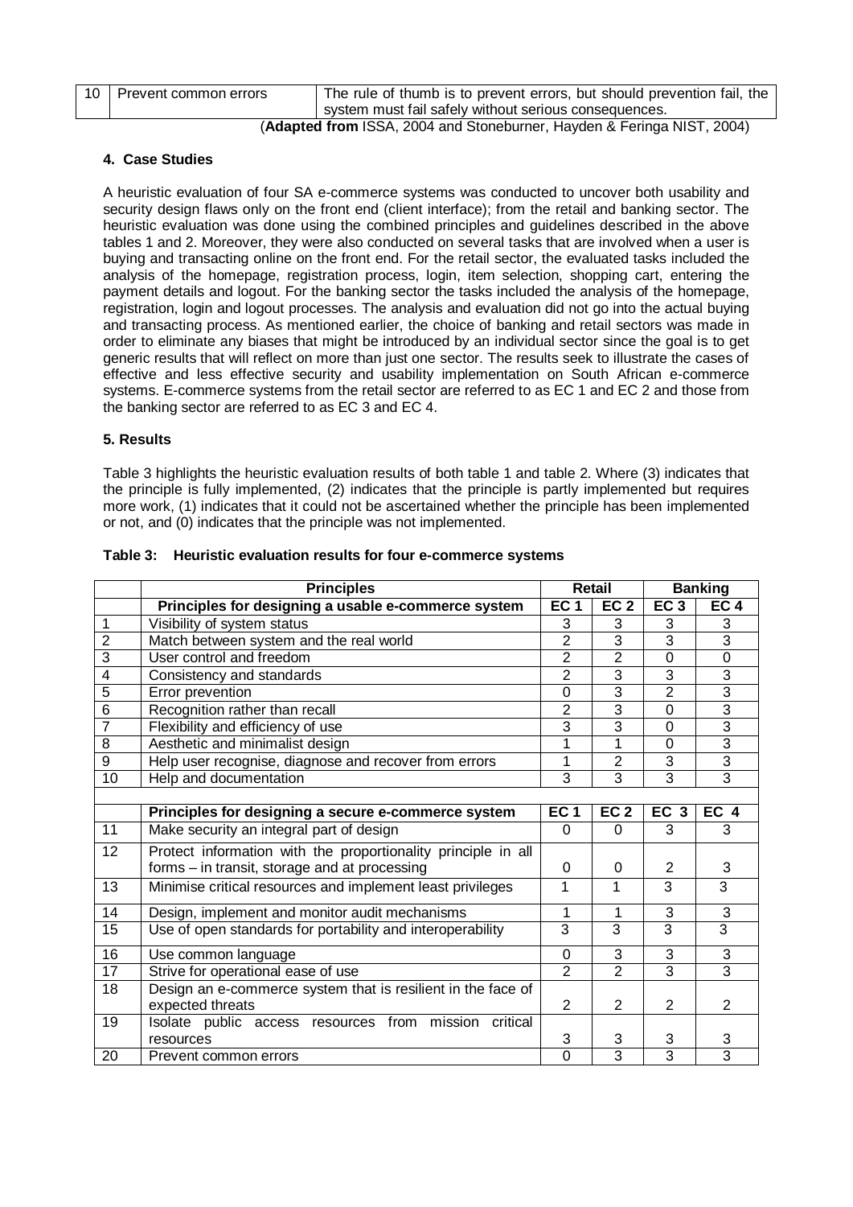| 10 | Prevent common errors | The rule of thumb is to prevent errors, but should prevention fail, the system must fail safely without serious consequences. |
|---|---|---|

(**Adapted from** ISSA, 2004 and Stoneburner, Hayden & Feringa NIST, 2004)

### 4. Case Studies

A heuristic evaluation of four SA e-commerce systems was conducted to uncover both usability and security design flaws only on the front end (client interface); from the retail and banking sector. The heuristic evaluation was done using the combined principles and guidelines described in the above tables 1 and 2. Moreover, they were also conducted on several tasks that are involved when a user is buying and transacting online on the front end. For the retail sector, the evaluated tasks included the analysis of the homepage, registration process, login, item selection, shopping cart, entering the payment details and logout. For the banking sector the tasks included the analysis of the homepage, registration, login and logout processes. The analysis and evaluation did not go into the actual buying and transacting process. As mentioned earlier, the choice of banking and retail sectors was made in order to eliminate any biases that might be introduced by an individual sector since the goal is to get generic results that will reflect on more than just one sector. The results seek to illustrate the cases of effective and less effective security and usability implementation on South African e-commerce systems. E-commerce systems from the retail sector are referred to as EC 1 and EC 2 and those from the banking sector are referred to as EC 3 and EC 4.

### 5. Results

Table 3 highlights the heuristic evaluation results of both table 1 and table 2. Where (3) indicates that the principle is fully implemented, (2) indicates that the principle is partly implemented but requires more work, (1) indicates that it could not be ascertained whether the principle has been implemented or not, and (0) indicates that the principle was not implemented.

**Table 3: Heuristic evaluation results for four e-commerce systems**

| | **Principles** | **Retail** | | **Banking** | |
|---|---|---|---|---|---|
| | **Principles for designing a usable e-commerce system** | **EC 1** | **EC 2** | **EC 3** | **EC 4** |
| 1 | Visibility of system status | 3 | 3 | 3 | 3 |
| 2 | Match between system and the real world | 2 | 3 | 3 | 3 |
| 3 | User control and freedom | 2 | 2 | 0 | 0 |
| 4 | Consistency and standards | 2 | 3 | 3 | 3 |
| 5 | Error prevention | 0 | 3 | 2 | 3 |
| 6 | Recognition rather than recall | 2 | 3 | 0 | 3 |
| 7 | Flexibility and efficiency of use | 3 | 3 | 0 | 3 |
| 8 | Aesthetic and minimalist design | 1 | 1 | 0 | 3 |
| 9 | Help user recognise, diagnose and recover from errors | 1 | 2 | 3 | 3 |
| 10 | Help and documentation | 3 | 3 | 3 | 3 |
| | | | | | |
| | **Principles for designing a secure e-commerce system** | **EC 1** | **EC 2** | **EC 3** | **EC 4** |
| 11 | Make security an integral part of design | 0 | 0 | 3 | 3 |
| 12 | Protect information with the proportionality principle in all forms – in transit, storage and at processing | 0 | 0 | 2 | 3 |
| 13 | Minimise critical resources and implement least privileges | 1 | 1 | 3 | 3 |
| 14 | Design, implement and monitor audit mechanisms | 1 | 1 | 3 | 3 |
| 15 | Use of open standards for portability and interoperability | 3 | 3 | 3 | 3 |
| 16 | Use common language | 0 | 3 | 3 | 3 |
| 17 | Strive for operational ease of use | 2 | 2 | 3 | 3 |
| 18 | Design an e-commerce system that is resilient in the face of expected threats | 2 | 2 | 2 | 2 |
| 19 | Isolate public access resources from mission critical resources | 3 | 3 | 3 | 3 |
| 20 | Prevent common errors | 0 | 3 | 3 | 3 |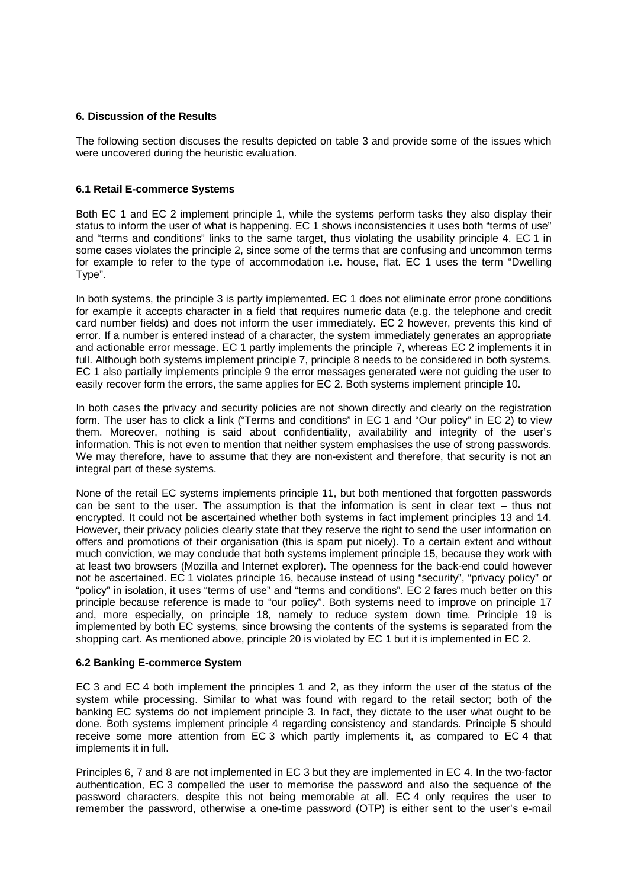## 6. Discussion of the Results

The following section discuses the results depicted on table 3 and provide some of the issues which were uncovered during the heuristic evaluation.

### 6.1 Retail E-commerce Systems

Both EC 1 and EC 2 implement principle 1, while the systems perform tasks they also display their status to inform the user of what is happening. EC 1 shows inconsistencies it uses both "terms of use" and "terms and conditions" links to the same target, thus violating the usability principle 4. EC 1 in some cases violates the principle 2, since some of the terms that are confusing and uncommon terms for example to refer to the type of accommodation i.e. house, flat. EC 1 uses the term "Dwelling Type".

In both systems, the principle 3 is partly implemented. EC 1 does not eliminate error prone conditions for example it accepts character in a field that requires numeric data (e.g. the telephone and credit card number fields) and does not inform the user immediately. EC 2 however, prevents this kind of error. If a number is entered instead of a character, the system immediately generates an appropriate and actionable error message. EC 1 partly implements the principle 7, whereas EC 2 implements it in full. Although both systems implement principle 7, principle 8 needs to be considered in both systems. EC 1 also partially implements principle 9 the error messages generated were not guiding the user to easily recover form the errors, the same applies for EC 2. Both systems implement principle 10.

In both cases the privacy and security policies are not shown directly and clearly on the registration form. The user has to click a link ("Terms and conditions" in EC 1 and "Our policy" in EC 2) to view them. Moreover, nothing is said about confidentiality, availability and integrity of the user's information. This is not even to mention that neither system emphasises the use of strong passwords. We may therefore, have to assume that they are non-existent and therefore, that security is not an integral part of these systems.

None of the retail EC systems implements principle 11, but both mentioned that forgotten passwords can be sent to the user. The assumption is that the information is sent in clear text – thus not encrypted. It could not be ascertained whether both systems in fact implement principles 13 and 14. However, their privacy policies clearly state that they reserve the right to send the user information on offers and promotions of their organisation (this is spam put nicely). To a certain extent and without much conviction, we may conclude that both systems implement principle 15, because they work with at least two browsers (Mozilla and Internet explorer). The openness for the back-end could however not be ascertained. EC 1 violates principle 16, because instead of using "security", "privacy policy" or "policy" in isolation, it uses "terms of use" and "terms and conditions". EC 2 fares much better on this principle because reference is made to "our policy". Both systems need to improve on principle 17 and, more especially, on principle 18, namely to reduce system down time. Principle 19 is implemented by both EC systems, since browsing the contents of the systems is separated from the shopping cart. As mentioned above, principle 20 is violated by EC 1 but it is implemented in EC 2.

### 6.2 Banking E-commerce System

EC 3 and EC 4 both implement the principles 1 and 2, as they inform the user of the status of the system while processing. Similar to what was found with regard to the retail sector; both of the banking EC systems do not implement principle 3. In fact, they dictate to the user what ought to be done. Both systems implement principle 4 regarding consistency and standards. Principle 5 should receive some more attention from EC 3 which partly implements it, as compared to EC 4 that implements it in full.

Principles 6, 7 and 8 are not implemented in EC 3 but they are implemented in EC 4. In the two-factor authentication, EC 3 compelled the user to memorise the password and also the sequence of the password characters, despite this not being memorable at all. EC 4 only requires the user to remember the password, otherwise a one-time password (OTP) is either sent to the user's e-mail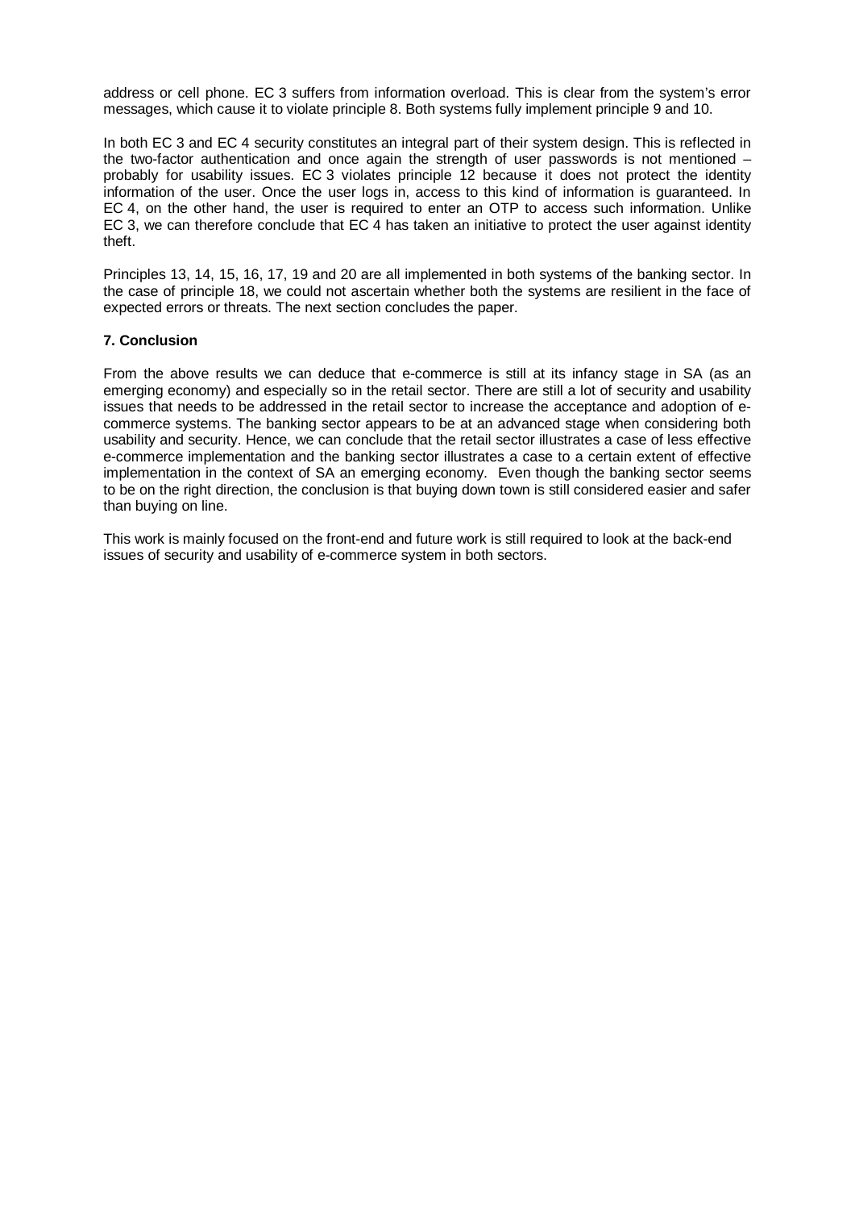address or cell phone. EC 3 suffers from information overload. This is clear from the system's error messages, which cause it to violate principle 8. Both systems fully implement principle 9 and 10.

In both EC 3 and EC 4 security constitutes an integral part of their system design. This is reflected in the two-factor authentication and once again the strength of user passwords is not mentioned – probably for usability issues. EC 3 violates principle 12 because it does not protect the identity information of the user. Once the user logs in, access to this kind of information is guaranteed. In EC 4, on the other hand, the user is required to enter an OTP to access such information. Unlike EC 3, we can therefore conclude that EC 4 has taken an initiative to protect the user against identity theft.

Principles 13, 14, 15, 16, 17, 19 and 20 are all implemented in both systems of the banking sector. In the case of principle 18, we could not ascertain whether both the systems are resilient in the face of expected errors or threats. The next section concludes the paper.

## 7. Conclusion

From the above results we can deduce that e-commerce is still at its infancy stage in SA (as an emerging economy) and especially so in the retail sector. There are still a lot of security and usability issues that needs to be addressed in the retail sector to increase the acceptance and adoption of e-commerce systems. The banking sector appears to be at an advanced stage when considering both usability and security. Hence, we can conclude that the retail sector illustrates a case of less effective e-commerce implementation and the banking sector illustrates a case to a certain extent of effective implementation in the context of SA an emerging economy. Even though the banking sector seems to be on the right direction, the conclusion is that buying down town is still considered easier and safer than buying on line.

This work is mainly focused on the front-end and future work is still required to look at the back-end issues of security and usability of e-commerce system in both sectors.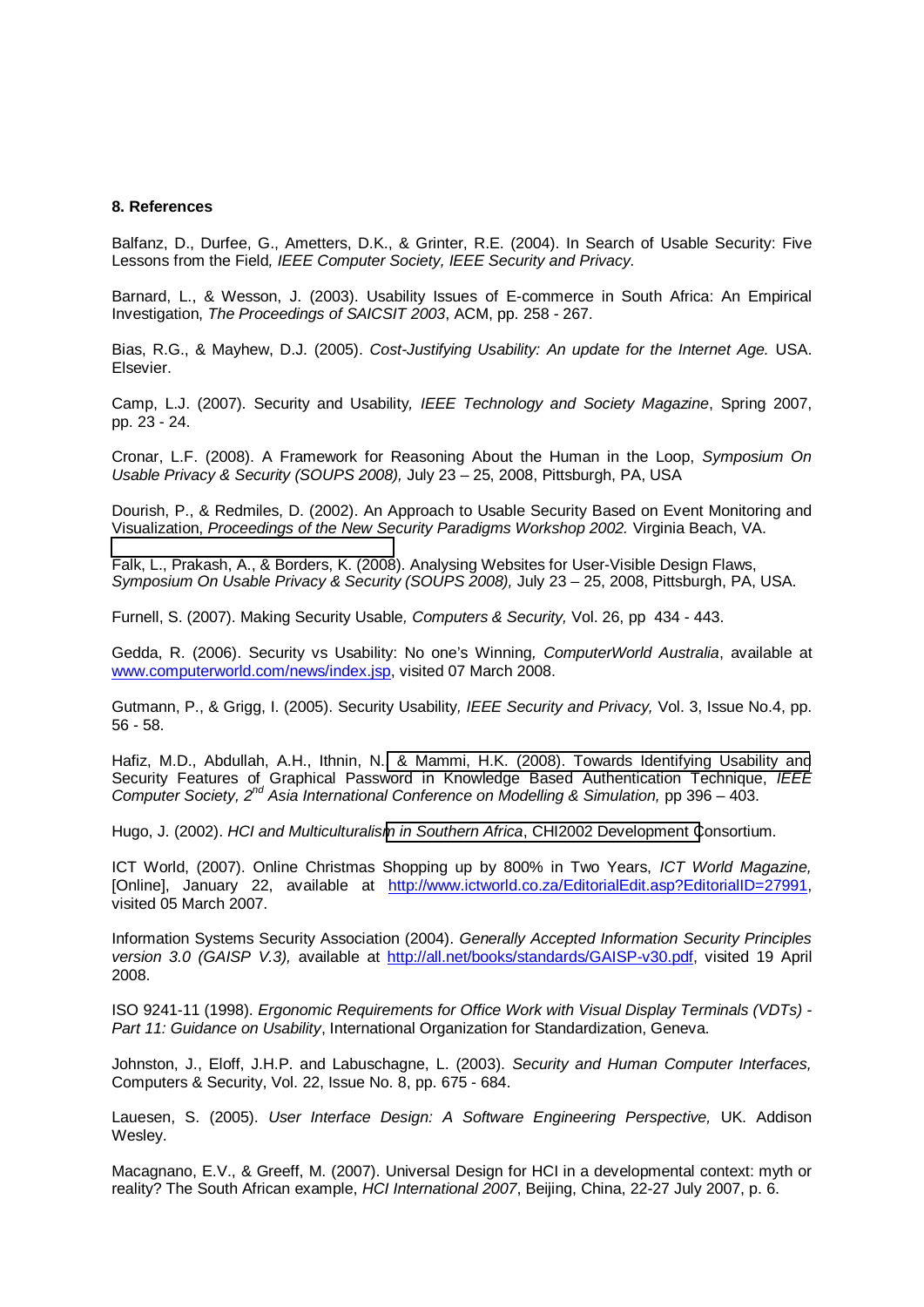## 8. References

Balfanz, D., Durfee, G., Ametters, D.K., & Grinter, R.E. (2004). In Search of Usable Security: Five Lessons from the Field*, IEEE Computer Society, IEEE Security and Privacy.*

Barnard, L., & Wesson, J. (2003). Usability Issues of E-commerce in South Africa: An Empirical Investigation, *The Proceedings of SAICSIT 2003*, ACM, pp. 258 - 267.

Bias, R.G., & Mayhew, D.J. (2005). *Cost-Justifying Usability: An update for the Internet Age.* USA. Elsevier.

Camp, L.J. (2007). Security and Usability*, IEEE Technology and Society Magazine*, Spring 2007, pp. 23 - 24.

Cronar, L.F. (2008). A Framework for Reasoning About the Human in the Loop, *Symposium On Usable Privacy & Security (SOUPS 2008),* July 23 – 25, 2008, Pittsburgh, PA, USA

Dourish, P., & Redmiles, D. (2002). An Approach to Usable Security Based on Event Monitoring and Visualization, *Proceedings of the New Security Paradigms Workshop 2002.* Virginia Beach, VA.

Falk, L., Prakash, A., & Borders, K. (2008). Analysing Websites for User-Visible Design Flaws, *Symposium On Usable Privacy & Security (SOUPS 2008),* July 23 – 25, 2008, Pittsburgh, PA, USA.

Furnell, S. (2007). Making Security Usable*, Computers & Security,* Vol. 26, pp 434 - 443.

Gedda, R. (2006). Security vs Usability: No one's Winning*, ComputerWorld Australia*, available at www.computerworld.com/news/index.jsp, visited 07 March 2008.

Gutmann, P., & Grigg, I. (2005). Security Usability*, IEEE Security and Privacy,* Vol. 3, Issue No.4, pp. 56 - 58.

Hafiz, M.D., Abdullah, A.H., Ithnin, N., & Mammi, H.K. (2008). Towards Identifying Usability and Security Features of Graphical Password in Knowledge Based Authentication Technique, *IEEE Computer Society, 2nd Asia International Conference on Modelling & Simulation,* pp 396 – 403.

Hugo, J. (2002). *HCI and Multiculturalism in Southern Africa*, CHI2002 Development Consortium.

ICT World, (2007). Online Christmas Shopping up by 800% in Two Years, *ICT World Magazine,* [Online], January 22, available at http://www.ictworld.co.za/EditorialEdit.asp?EditorialID=27991, visited 05 March 2007.

Information Systems Security Association (2004). *Generally Accepted Information Security Principles version 3.0 (GAISP V.3),* available at http://all.net/books/standards/GAISP-v30.pdf, visited 19 April 2008.

ISO 9241-11 (1998). *Ergonomic Requirements for Office Work with Visual Display Terminals (VDTs) - Part 11: Guidance on Usability*, International Organization for Standardization, Geneva.

Johnston, J., Eloff, J.H.P. and Labuschagne, L. (2003). *Security and Human Computer Interfaces,* Computers & Security, Vol. 22, Issue No. 8, pp. 675 - 684.

Lauesen, S. (2005). *User Interface Design: A Software Engineering Perspective,* UK. Addison Wesley.

Macagnano, E.V., & Greeff, M. (2007). Universal Design for HCI in a developmental context: myth or reality? The South African example, *HCI International 2007*, Beijing, China, 22-27 July 2007, p. 6.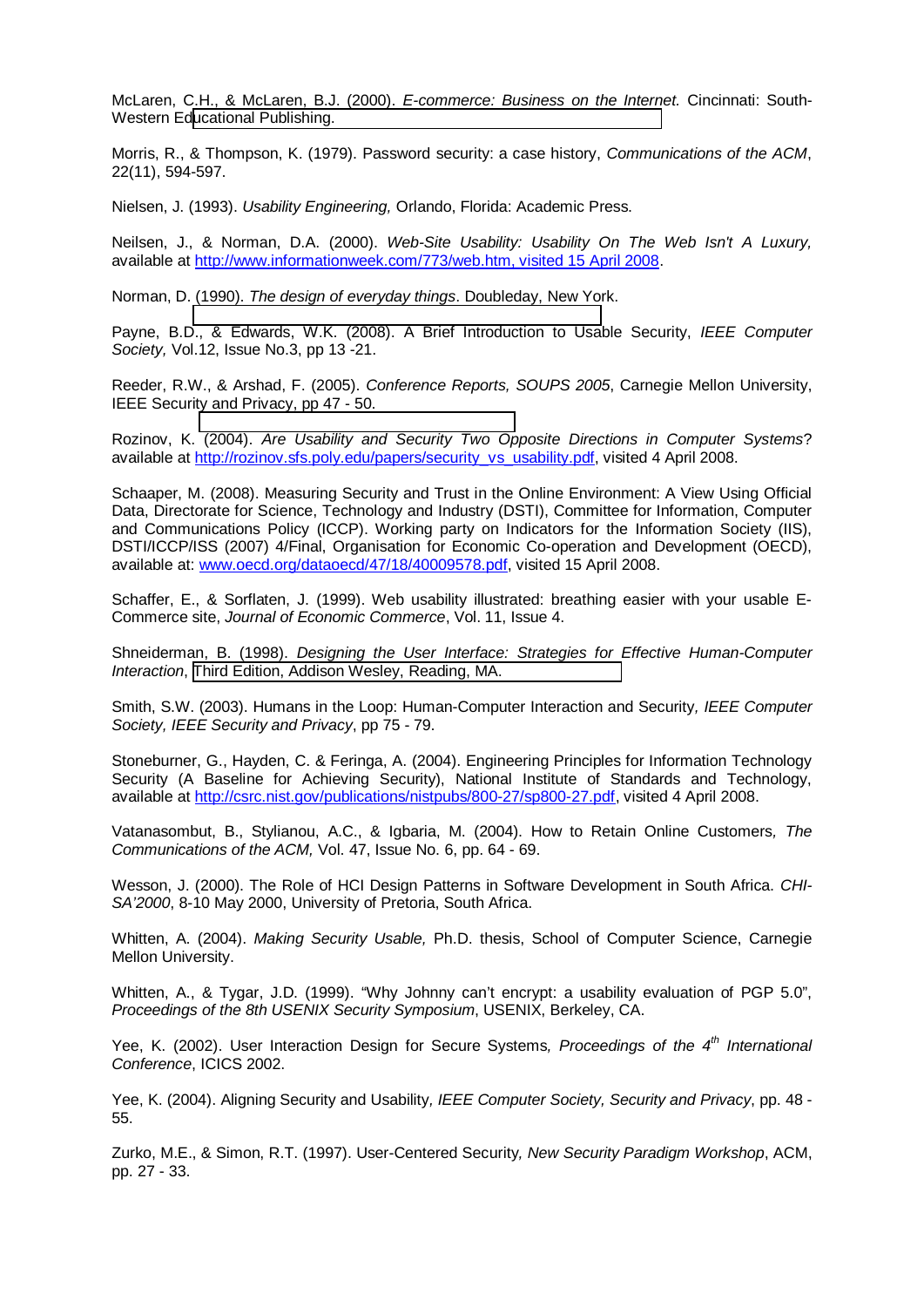McLaren, C.H., & McLaren, B.J. (2000). *E-commerce: Business on the Internet.* Cincinnati: South-Western Educational Publishing.

Morris, R., & Thompson, K. (1979). Password security: a case history, *Communications of the ACM*, 22(11), 594-597.

Nielsen, J. (1993). *Usability Engineering,* Orlando, Florida: Academic Press.

Neilsen, J., & Norman, D.A. (2000). *Web-Site Usability: Usability On The Web Isn't A Luxury,* available at http://www.informationweek.com/773/web.htm, visited 15 April 2008.

Norman, D. (1990). *The design of everyday things*. Doubleday, New York.

Payne, B.D., & Edwards, W.K. (2008). A Brief Introduction to Usable Security, *IEEE Computer Society,* Vol.12, Issue No.3, pp 13 -21.

Reeder, R.W., & Arshad, F. (2005). *Conference Reports, SOUPS 2005*, Carnegie Mellon University, IEEE Security and Privacy, pp 47 - 50.

Rozinov, K. (2004). *Are Usability and Security Two Opposite Directions in Computer Systems*? available at http://rozinov.sfs.poly.edu/papers/security_vs_usability.pdf, visited 4 April 2008.

Schaaper, M. (2008). Measuring Security and Trust in the Online Environment: A View Using Official Data, Directorate for Science, Technology and Industry (DSTI), Committee for Information, Computer and Communications Policy (ICCP). Working party on Indicators for the Information Society (IIS), DSTI/ICCP/ISS (2007) 4/Final, Organisation for Economic Co-operation and Development (OECD), available at: www.oecd.org/dataoecd/47/18/40009578.pdf, visited 15 April 2008.

Schaffer, E., & Sorflaten, J. (1999). Web usability illustrated: breathing easier with your usable E-Commerce site, *Journal of Economic Commerce*, Vol. 11, Issue 4.

Shneiderman, B. (1998). *Designing the User Interface: Strategies for Effective Human-Computer Interaction*, Third Edition, Addison Wesley, Reading, MA.

Smith, S.W. (2003). Humans in the Loop: Human-Computer Interaction and Security*, IEEE Computer Society, IEEE Security and Privacy*, pp 75 - 79.

Stoneburner, G., Hayden, C. & Feringa, A. (2004). Engineering Principles for Information Technology Security (A Baseline for Achieving Security), National Institute of Standards and Technology, available at http://csrc.nist.gov/publications/nistpubs/800-27/sp800-27.pdf, visited 4 April 2008.

Vatanasombut, B., Stylianou, A.C., & Igbaria, M. (2004). How to Retain Online Customers*, The Communications of the ACM,* Vol. 47, Issue No. 6, pp. 64 - 69.

Wesson, J. (2000). The Role of HCI Design Patterns in Software Development in South Africa. *CHI-SA'2000*, 8-10 May 2000, University of Pretoria, South Africa.

Whitten, A. (2004). *Making Security Usable,* Ph.D. thesis, School of Computer Science, Carnegie Mellon University.

Whitten, A., & Tygar, J.D. (1999). "Why Johnny can't encrypt: a usability evaluation of PGP 5.0", *Proceedings of the 8th USENIX Security Symposium*, USENIX, Berkeley, CA.

Yee, K. (2002). User Interaction Design for Secure Systems*, Proceedings of the 4th International Conference*, ICICS 2002.

Yee, K. (2004). Aligning Security and Usability*, IEEE Computer Society, Security and Privacy*, pp. 48 - 55.

Zurko, M.E., & Simon, R.T. (1997). User-Centered Security*, New Security Paradigm Workshop*, ACM, pp. 27 - 33.